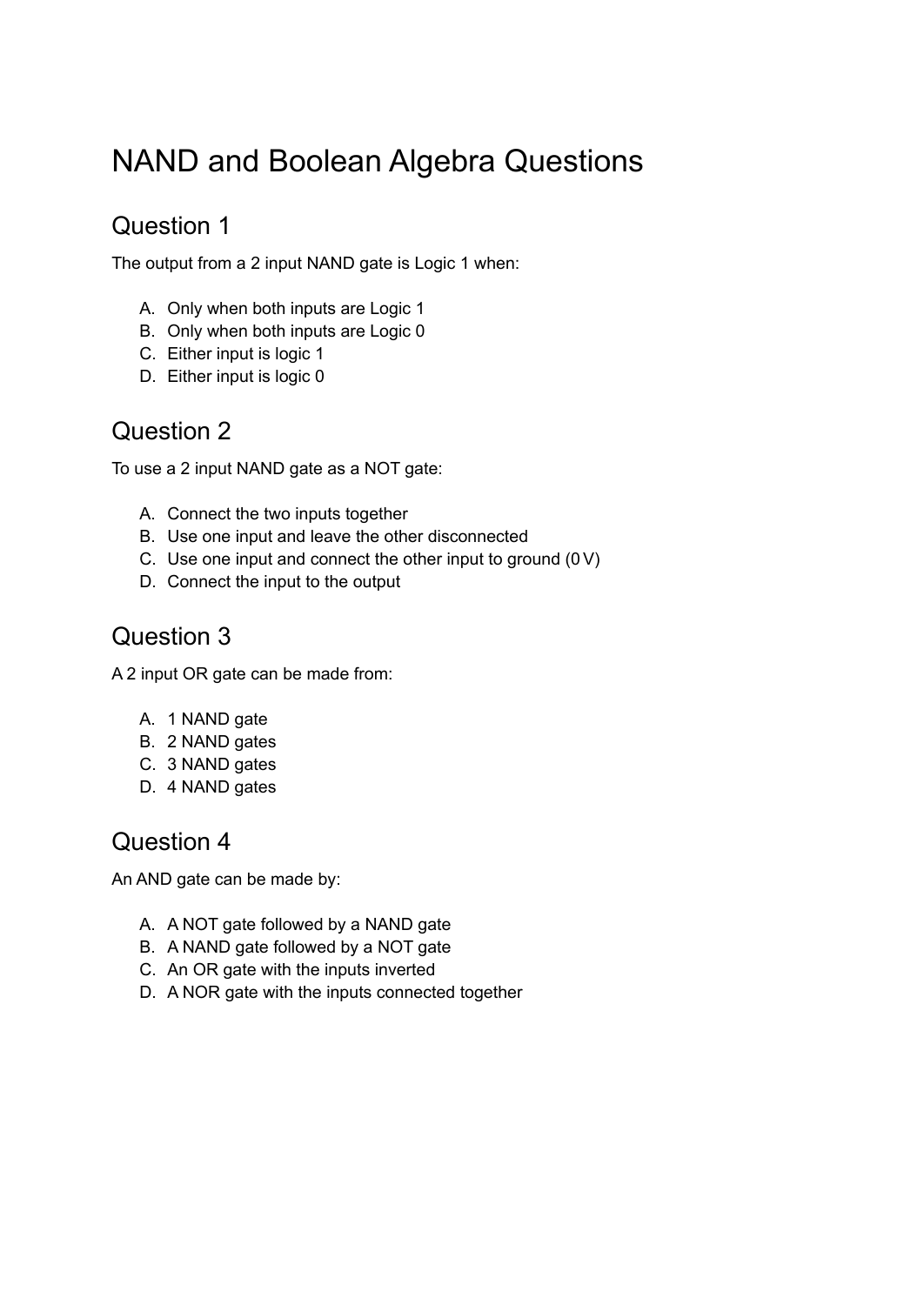# NAND and Boolean Algebra Questions

## Question 1

The output from a 2 input NAND gate is Logic 1 when:

A. Only when both inputs are Logic 1
B. Only when both inputs are Logic 0
C. Either input is logic 1
D. Either input is logic 0

## Question 2

To use a 2 input NAND gate as a NOT gate:

A. Connect the two inputs together
B. Use one input and leave the other disconnected
C. Use one input and connect the other input to ground (0 V)
D. Connect the input to the output

## Question 3

A 2 input OR gate can be made from:

A. 1 NAND gate
B. 2 NAND gates
C. 3 NAND gates
D. 4 NAND gates

## Question 4

An AND gate can be made by:

A. A NOT gate followed by a NAND gate
B. A NAND gate followed by a NOT gate
C. An OR gate with the inputs inverted
D. A NOR gate with the inputs connected together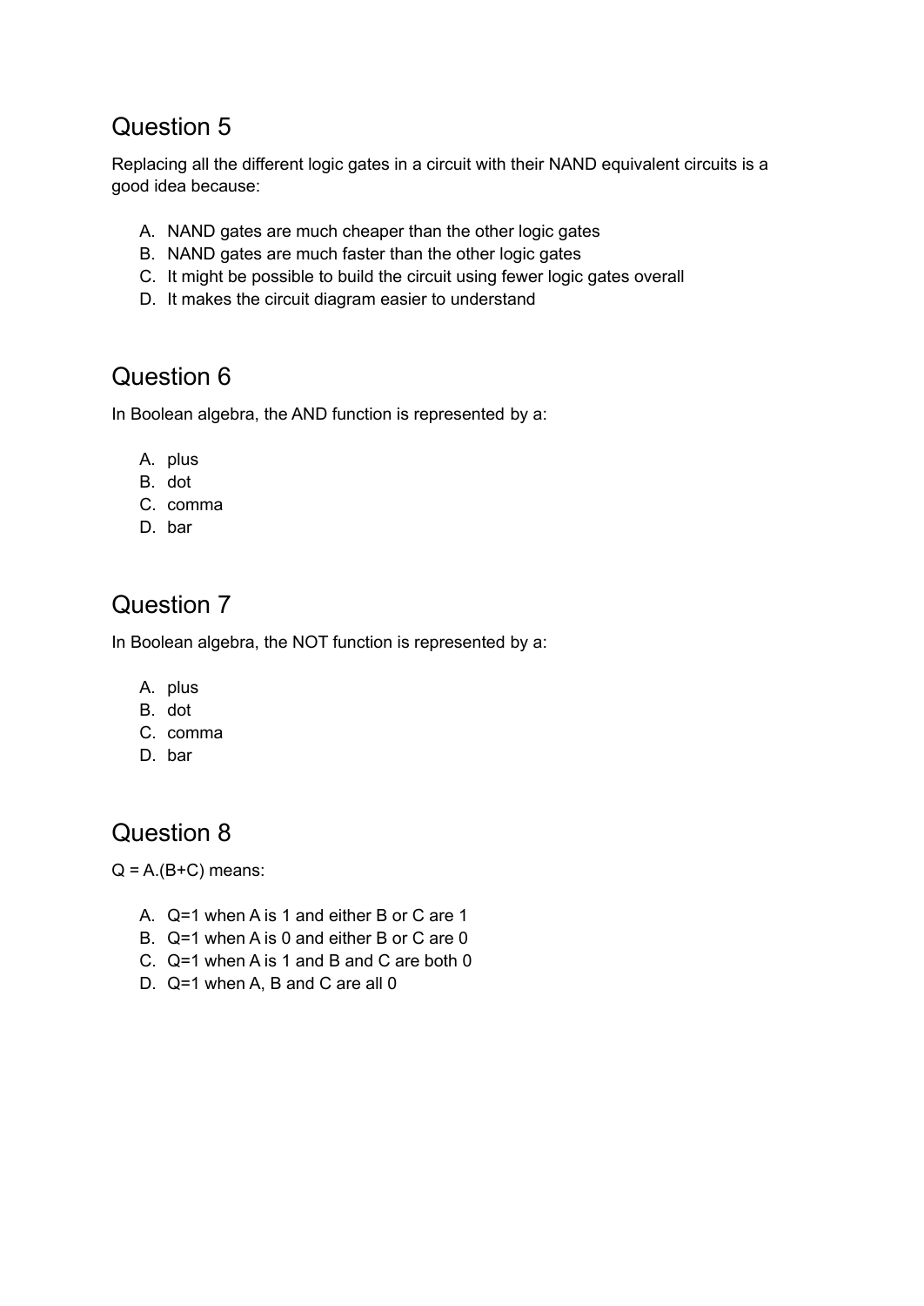## Question 5

Replacing all the different logic gates in a circuit with their NAND equivalent circuits is a good idea because:

A. NAND gates are much cheaper than the other logic gates
B. NAND gates are much faster than the other logic gates
C. It might be possible to build the circuit using fewer logic gates overall
D. It makes the circuit diagram easier to understand

## Question 6

In Boolean algebra, the AND function is represented by a:

A. plus
B. dot
C. comma
D. bar

## Question 7

In Boolean algebra, the NOT function is represented by a:

A. plus
B. dot
C. comma
D. bar

## Question 8

$Q = A.(B+C)$ means:

A. Q=1 when A is 1 and either B or C are 1
B. Q=1 when A is 0 and either B or C are 0
C. Q=1 when A is 1 and B and C are both 0
D. Q=1 when A, B and C are all 0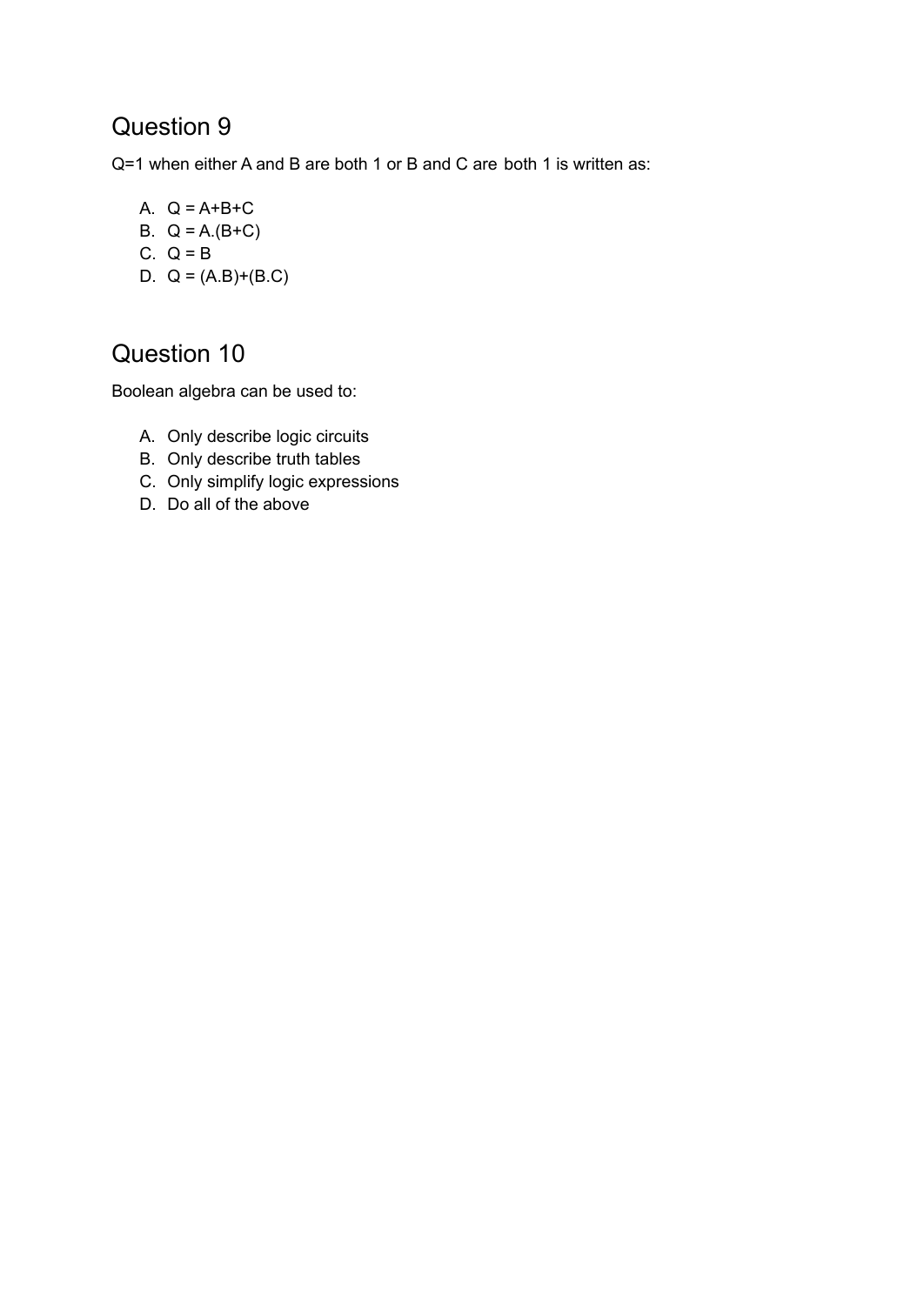## Question 9

Q=1 when either A and B are both 1 or B and C are both 1 is written as:

A. Q = A+B+C
B. Q = A.(B+C)
C. Q = B
D. Q = (A.B)+(B.C)

## Question 10

Boolean algebra can be used to:

A. Only describe logic circuits
B. Only describe truth tables
C. Only simplify logic expressions
D. Do all of the above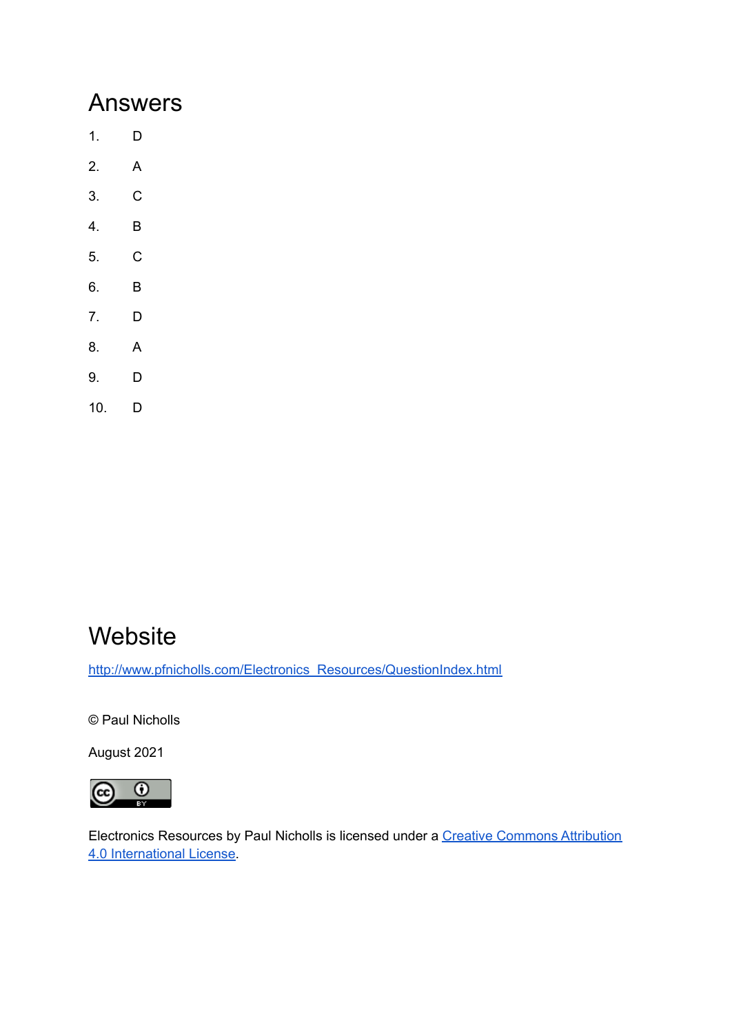# Answers

1. D
2. A
3. C
4. B
5. C
6. B
7. D
8. A
9. D
10. D

# Website

[http://www.pfnicholls.com/Electronics_Resources/QuestionIndex.html](http://www.pfnicholls.com/Electronics_Resources/QuestionIndex.html)

© Paul Nicholls

August 2021

Electronics Resources by Paul Nicholls is licensed under a [Creative Commons Attribution 4.0 International License](https://creativecommons.org/licenses/by/4.0/).